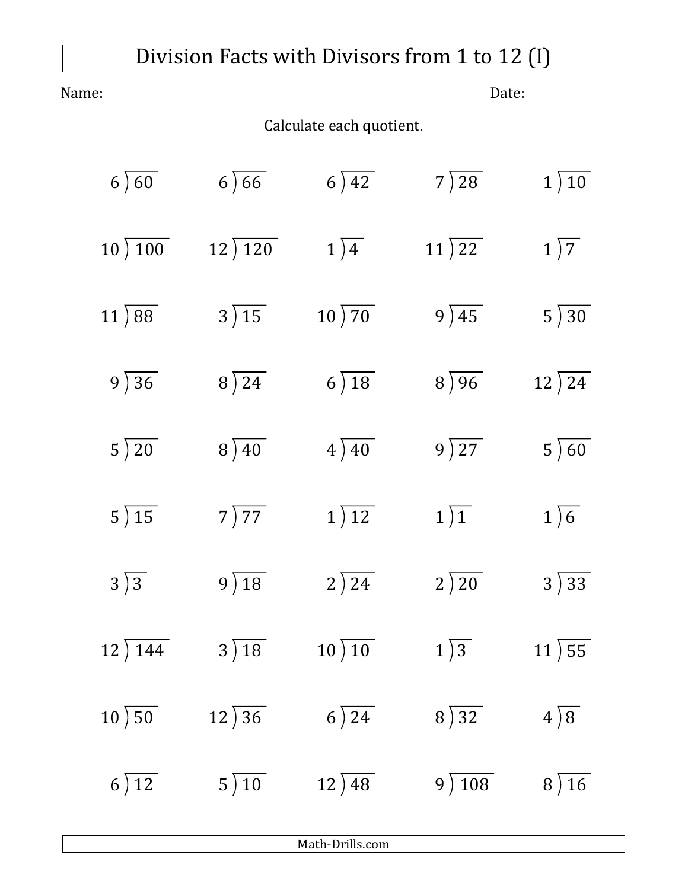# Division Facts with Divisors from 1 to 12 (I)

Name: ____________________ Date: ______________

Calculate each quotient.

| | | | | |
|---|---|---|---|---|
| $6 \overline{)60}$ | $6 \overline{)66}$ | $6 \overline{)42}$ | $7 \overline{)28}$ | $1 \overline{)10}$ |
| $10 \overline{)100}$ | $12 \overline{)120}$ | $1 \overline{)4}$ | $11 \overline{)22}$ | $1 \overline{)7}$ |
| $11 \overline{)88}$ | $3 \overline{)15}$ | $10 \overline{)70}$ | $9 \overline{)45}$ | $5 \overline{)30}$ |
| $9 \overline{)36}$ | $8 \overline{)24}$ | $6 \overline{)18}$ | $8 \overline{)96}$ | $12 \overline{)24}$ |
| $5 \overline{)20}$ | $8 \overline{)40}$ | $4 \overline{)40}$ | $9 \overline{)27}$ | $5 \overline{)60}$ |
| $5 \overline{)15}$ | $7 \overline{)77}$ | $1 \overline{)12}$ | $1 \overline{)1}$ | $1 \overline{)6}$ |
| $3 \overline{)3}$ | $9 \overline{)18}$ | $2 \overline{)24}$ | $2 \overline{)20}$ | $3 \overline{)33}$ |
| $12 \overline{)144}$ | $3 \overline{)18}$ | $10 \overline{)10}$ | $1 \overline{)3}$ | $11 \overline{)55}$ |
| $10 \overline{)50}$ | $12 \overline{)36}$ | $6 \overline{)24}$ | $8 \overline{)32}$ | $4 \overline{)8}$ |
| $6 \overline{)12}$ | $5 \overline{)10}$ | $12 \overline{)48}$ | $9 \overline{)108}$ | $8 \overline{)16}$ |

Math-Drills.com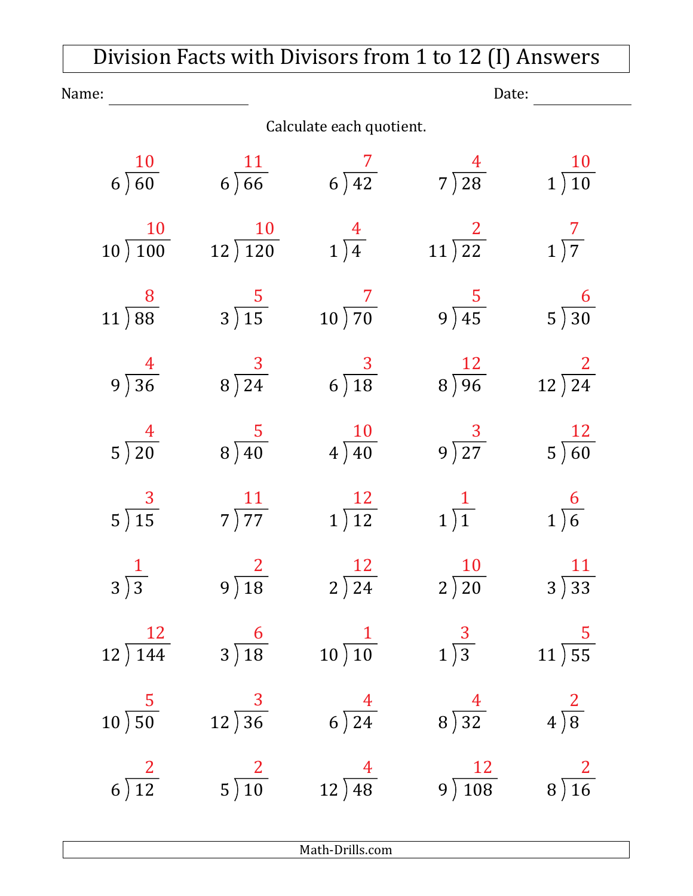# Division Facts with Divisors from 1 to 12 (I) Answers

Name: ______________ Date: ______________

Calculate each quotient.

| | | | | |
|---|---|---|---|---|
| $60 \div 6 = 10$ | $66 \div 6 = 11$ | $42 \div 6 = 7$ | $28 \div 7 = 4$ | $10 \div 1 = 10$ |
| $100 \div 10 = 10$ | $120 \div 12 = 10$ | $4 \div 1 = 4$ | $22 \div 11 = 2$ | $7 \div 1 = 7$ |
| $88 \div 11 = 8$ | $15 \div 3 = 5$ | $70 \div 10 = 7$ | $45 \div 9 = 5$ | $30 \div 5 = 6$ |
| $36 \div 9 = 4$ | $24 \div 8 = 3$ | $18 \div 6 = 3$ | $96 \div 8 = 12$ | $24 \div 12 = 2$ |
| $20 \div 5 = 4$ | $40 \div 8 = 5$ | $40 \div 4 = 10$ | $27 \div 9 = 3$ | $60 \div 5 = 12$ |
| $15 \div 5 = 3$ | $77 \div 7 = 11$ | $12 \div 1 = 12$ | $1 \div 1 = 1$ | $6 \div 1 = 6$ |
| $3 \div 3 = 1$ | $18 \div 9 = 2$ | $24 \div 2 = 12$ | $20 \div 2 = 10$ | $33 \div 3 = 11$ |
| $144 \div 12 = 12$ | $18 \div 3 = 6$ | $10 \div 10 = 1$ | $3 \div 1 = 3$ | $55 \div 11 = 5$ |
| $50 \div 10 = 5$ | $36 \div 12 = 3$ | $24 \div 6 = 4$ | $32 \div 8 = 4$ | $8 \div 4 = 2$ |
| $12 \div 6 = 2$ | $10 \div 5 = 2$ | $48 \div 12 = 4$ | $108 \div 9 = 12$ | $16 \div 8 = 2$ |

Math-Drills.com